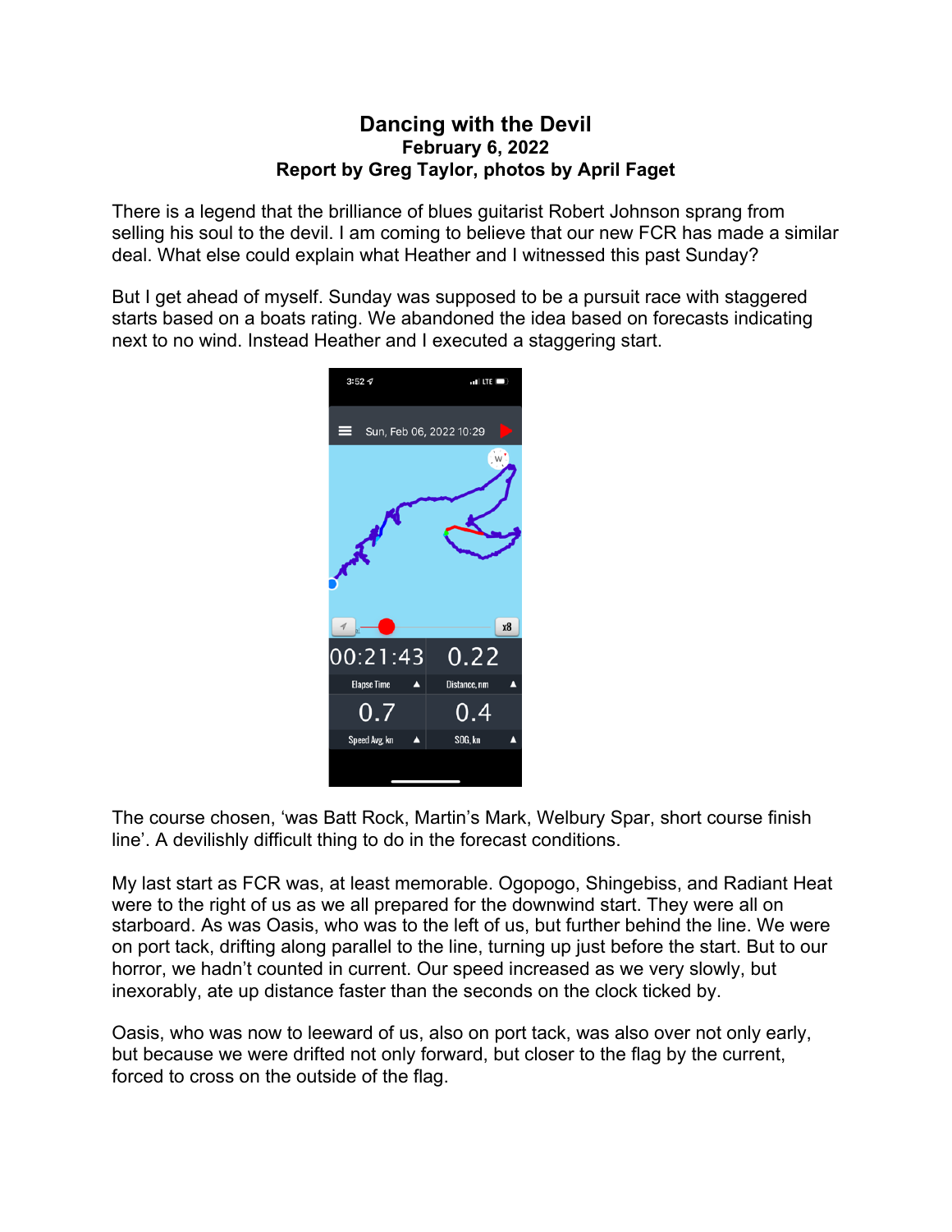# Dancing with the Devil

**February 6, 2022**

**Report by Greg Taylor, photos by April Faget**

There is a legend that the brilliance of blues guitarist Robert Johnson sprang from selling his soul to the devil. I am coming to believe that our new FCR has made a similar deal. What else could explain what Heather and I witnessed this past Sunday?

But I get ahead of myself. Sunday was supposed to be a pursuit race with staggered starts based on a boats rating. We abandoned the idea based on forecasts indicating next to no wind. Instead Heather and I executed a staggering start.

The course chosen, 'was Batt Rock, Martin's Mark, Welbury Spar, short course finish line'. A devilishly difficult thing to do in the forecast conditions.

My last start as FCR was, at least memorable. Ogopogo, Shingebiss, and Radiant Heat were to the right of us as we all prepared for the downwind start. They were all on starboard. As was Oasis, who was to the left of us, but further behind the line. We were on port tack, drifting along parallel to the line, turning up just before the start. But to our horror, we hadn't counted in current. Our speed increased as we very slowly, but inexorably, ate up distance faster than the seconds on the clock ticked by.

Oasis, who was now to leeward of us, also on port tack, was also over not only early, but because we were drifted not only forward, but closer to the flag by the current, forced to cross on the outside of the flag.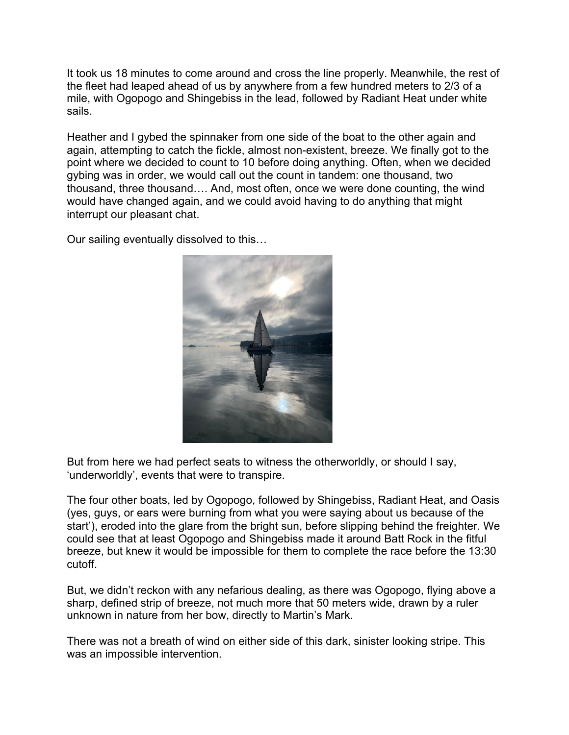It took us 18 minutes to come around and cross the line properly. Meanwhile, the rest of the fleet had leaped ahead of us by anywhere from a few hundred meters to 2/3 of a mile, with Ogopogo and Shingebiss in the lead, followed by Radiant Heat under white sails.

Heather and I gybed the spinnaker from one side of the boat to the other again and again, attempting to catch the fickle, almost non-existent, breeze. We finally got to the point where we decided to count to 10 before doing anything. Often, when we decided gybing was in order, we would call out the count in tandem: one thousand, two thousand, three thousand…. And, most often, once we were done counting, the wind would have changed again, and we could avoid having to do anything that might interrupt our pleasant chat.

Our sailing eventually dissolved to this…

But from here we had perfect seats to witness the otherworldly, or should I say, 'underworldly', events that were to transpire.

The four other boats, led by Ogopogo, followed by Shingebiss, Radiant Heat, and Oasis (yes, guys, or ears were burning from what you were saying about us because of the start'), eroded into the glare from the bright sun, before slipping behind the freighter. We could see that at least Ogopogo and Shingebiss made it around Batt Rock in the fitful breeze, but knew it would be impossible for them to complete the race before the 13:30 cutoff.

But, we didn't reckon with any nefarious dealing, as there was Ogopogo, flying above a sharp, defined strip of breeze, not much more that 50 meters wide, drawn by a ruler unknown in nature from her bow, directly to Martin's Mark.

There was not a breath of wind on either side of this dark, sinister looking stripe. This was an impossible intervention.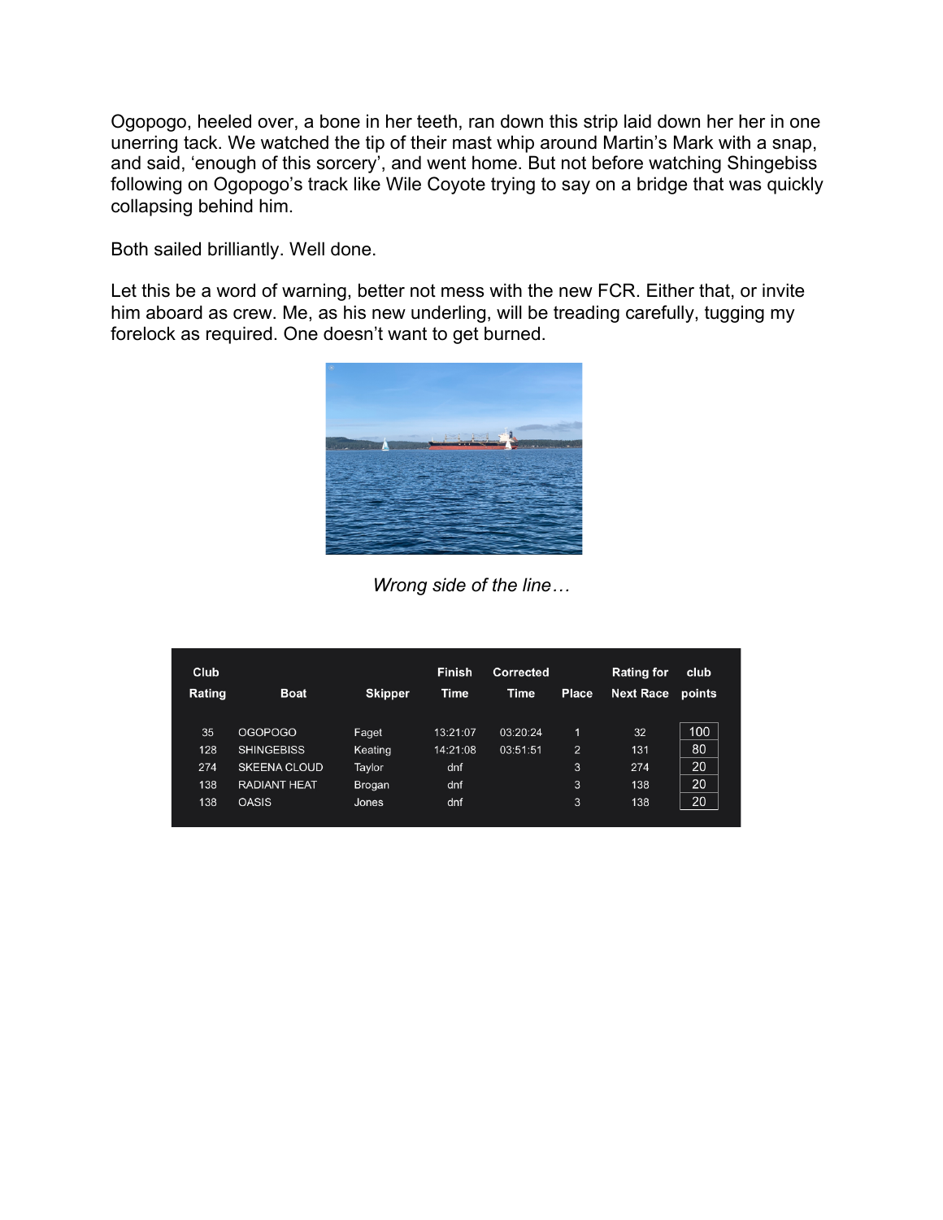Ogopogo, heeled over, a bone in her teeth, ran down this strip laid down her her in one unerring tack. We watched the tip of their mast whip around Martin's Mark with a snap, and said, 'enough of this sorcery', and went home. But not before watching Shingebiss following on Ogopogo's track like Wile Coyote trying to say on a bridge that was quickly collapsing behind him.

Both sailed brilliantly. Well done.

Let this be a word of warning, better not mess with the new FCR. Either that, or invite him aboard as crew. Me, as his new underling, will be treading carefully, tugging my forelock as required. One doesn't want to get burned.

*Wrong side of the line…*

| Club Rating | Boat | Skipper | Finish Time | Corrected Time | Place | Rating for Next Race | club points |
|---|---|---|---|---|---|---|---|
| 35 | OGOPOGO | Faget | 13:21:07 | 03:20:24 | 1 | 32 | 100 |
| 128 | SHINGEBISS | Keating | 14:21:08 | 03:51:51 | 2 | 131 | 80 |
| 274 | SKEENA CLOUD | Taylor | dnf | | 3 | 274 | 20 |
| 138 | RADIANT HEAT | Brogan | dnf | | 3 | 138 | 20 |
| 138 | OASIS | Jones | dnf | | 3 | 138 | 20 |